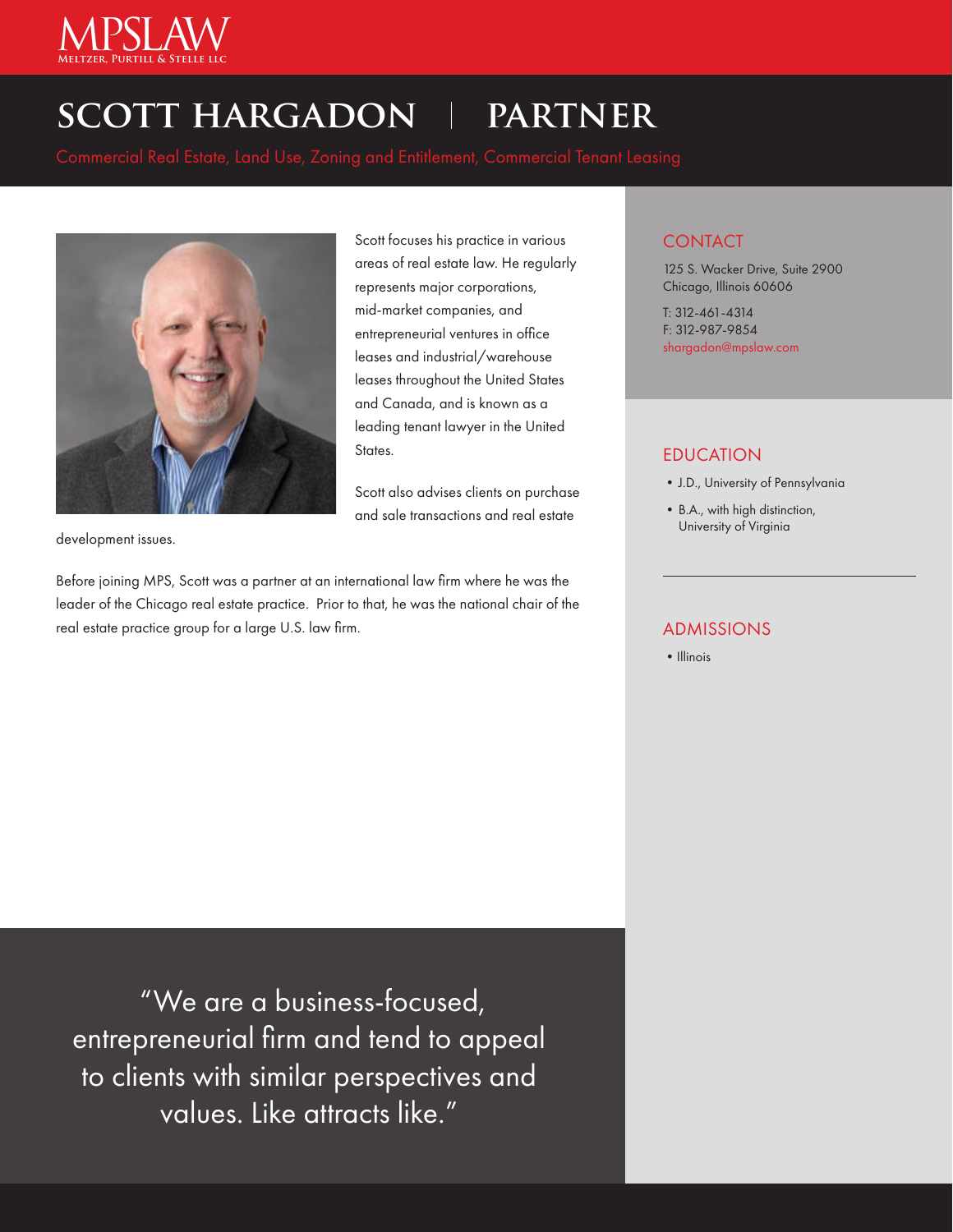MPSLAW
Meltzer, Purtill & Stelle LLC

# SCOTT HARGADON | PARTNER

Commercial Real Estate, Land Use, Zoning and Entitlement, Commercial Tenant Leasing

Scott focuses his practice in various areas of real estate law. He regularly represents major corporations, mid-market companies, and entrepreneurial ventures in office leases and industrial/warehouse leases throughout the United States and Canada, and is known as a leading tenant lawyer in the United States.

Scott also advises clients on purchase and sale transactions and real estate development issues.

Before joining MPS, Scott was a partner at an international law firm where he was the leader of the Chicago real estate practice. Prior to that, he was the national chair of the real estate practice group for a large U.S. law firm.

"We are a business-focused, entrepreneurial firm and tend to appeal to clients with similar perspectives and values. Like attracts like."

## CONTACT

125 S. Wacker Drive, Suite 2900
Chicago, Illinois 60606

T: 312-461-4314
F: 312-987-9854
shargadon@mpslaw.com

## EDUCATION

- J.D., University of Pennsylvania
- B.A., with high distinction, University of Virginia

## ADMISSIONS

- Illinois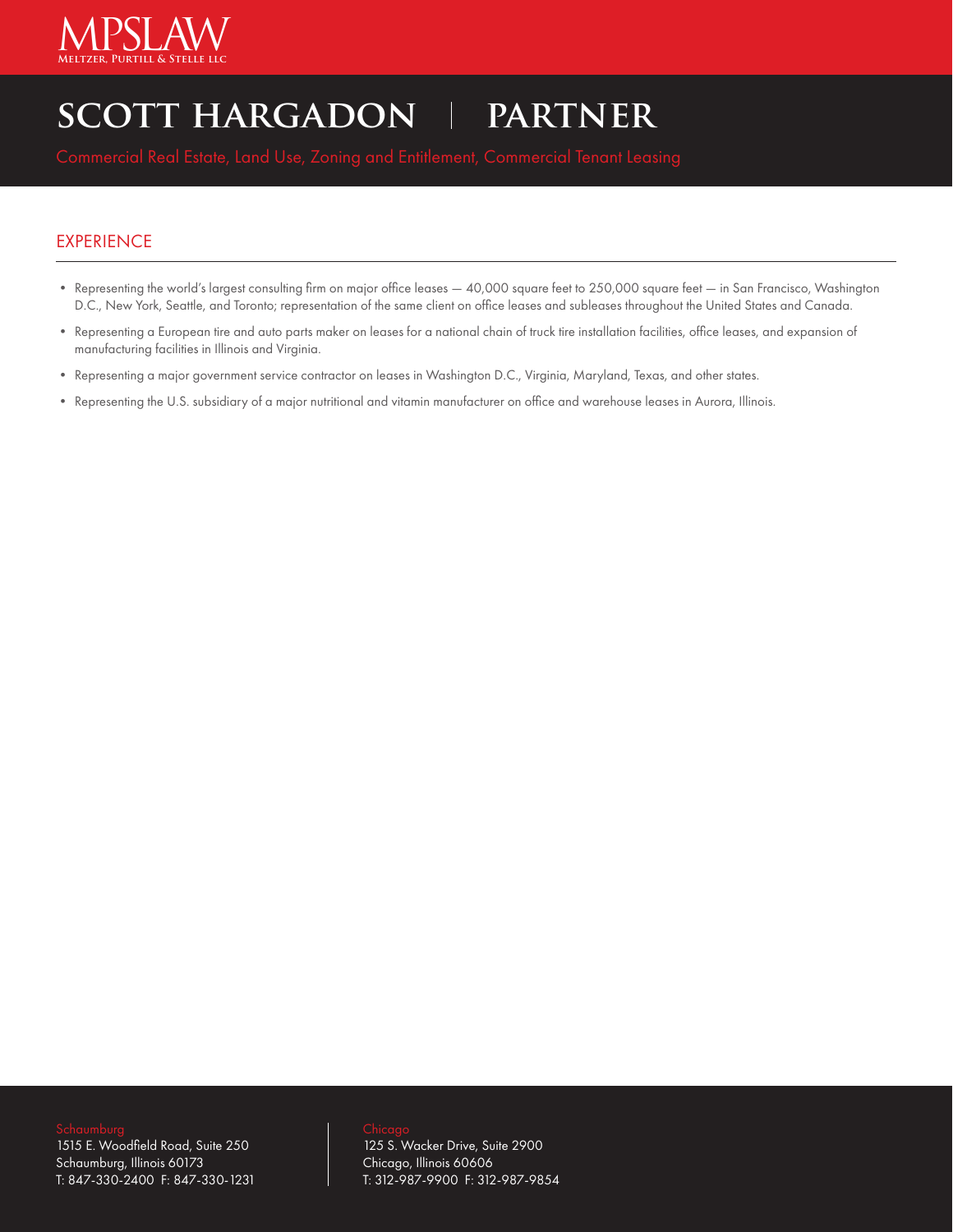# SCOTT HARGADON | PARTNER

Commercial Real Estate, Land Use, Zoning and Entitlement, Commercial Tenant Leasing

## EXPERIENCE

- Representing the world's largest consulting firm on major office leases — 40,000 square feet to 250,000 square feet — in San Francisco, Washington D.C., New York, Seattle, and Toronto; representation of the same client on office leases and subleases throughout the United States and Canada.
- Representing a European tire and auto parts maker on leases for a national chain of truck tire installation facilities, office leases, and expansion of manufacturing facilities in Illinois and Virginia.
- Representing a major government service contractor on leases in Washington D.C., Virginia, Maryland, Texas, and other states.
- Representing the U.S. subsidiary of a major nutritional and vitamin manufacturer on office and warehouse leases in Aurora, Illinois.